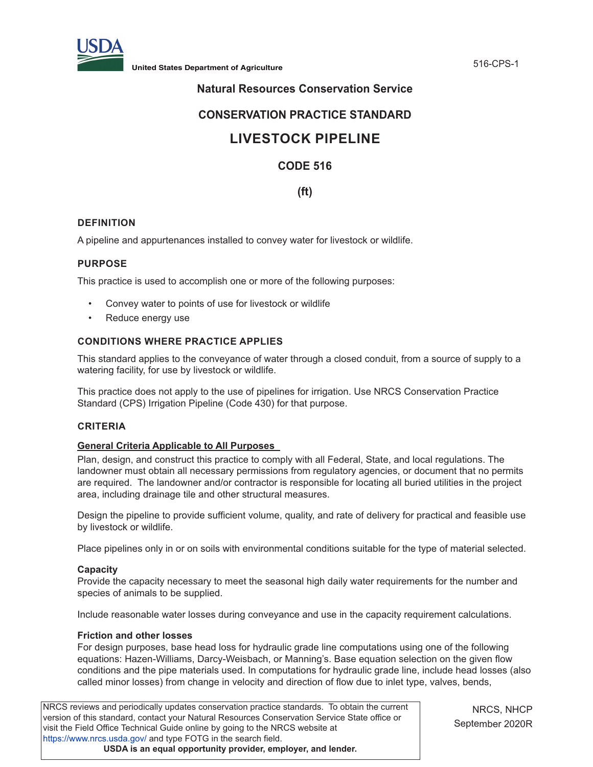Natural Resources Conservation Service

CONSERVATION PRACTICE STANDARD

# LIVESTOCK PIPELINE

## CODE 516

**(ft)**

### DEFINITION

A pipeline and appurtenances installed to convey water for livestock or wildlife.

### PURPOSE

This practice is used to accomplish one or more of the following purposes:

- Convey water to points of use for livestock or wildlife
- Reduce energy use

### CONDITIONS WHERE PRACTICE APPLIES

This standard applies to the conveyance of water through a closed conduit, from a source of supply to a watering facility, for use by livestock or wildlife.

This practice does not apply to the use of pipelines for irrigation. Use NRCS Conservation Practice Standard (CPS) Irrigation Pipeline (Code 430) for that purpose.

### CRITERIA

**General Criteria Applicable to All Purposes**

Plan, design, and construct this practice to comply with all Federal, State, and local regulations. The landowner must obtain all necessary permissions from regulatory agencies, or document that no permits are required. The landowner and/or contractor is responsible for locating all buried utilities in the project area, including drainage tile and other structural measures.

Design the pipeline to provide sufficient volume, quality, and rate of delivery for practical and feasible use by livestock or wildlife.

Place pipelines only in or on soils with environmental conditions suitable for the type of material selected.

**Capacity**

Provide the capacity necessary to meet the seasonal high daily water requirements for the number and species of animals to be supplied.

Include reasonable water losses during conveyance and use in the capacity requirement calculations.

**Friction and other losses**

For design purposes, base head loss for hydraulic grade line computations using one of the following equations: Hazen-Williams, Darcy-Weisbach, or Manning's. Base equation selection on the given flow conditions and the pipe materials used. In computations for hydraulic grade line, include head losses (also called minor losses) from change in velocity and direction of flow due to inlet type, valves, bends,

NRCS reviews and periodically updates conservation practice standards. To obtain the current version of this standard, contact your Natural Resources Conservation Service State office or visit the Field Office Technical Guide online by going to the NRCS website at https://www.nrcs.usda.gov/ and type FOTG in the search field.

**USDA is an equal opportunity provider, employer, and lender.**

NRCS, NHCP
September 2020R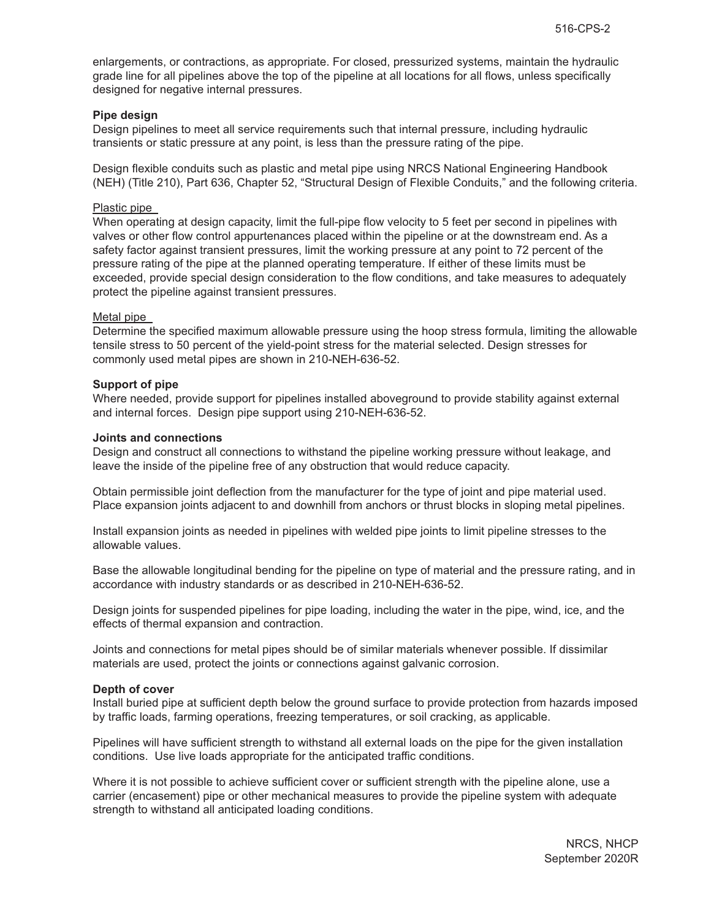enlargements, or contractions, as appropriate. For closed, pressurized systems, maintain the hydraulic grade line for all pipelines above the top of the pipeline at all locations for all flows, unless specifically designed for negative internal pressures.

**Pipe design**

Design pipelines to meet all service requirements such that internal pressure, including hydraulic transients or static pressure at any point, is less than the pressure rating of the pipe.

Design flexible conduits such as plastic and metal pipe using NRCS National Engineering Handbook (NEH) (Title 210), Part 636, Chapter 52, "Structural Design of Flexible Conduits," and the following criteria.

Plastic pipe

When operating at design capacity, limit the full-pipe flow velocity to 5 feet per second in pipelines with valves or other flow control appurtenances placed within the pipeline or at the downstream end. As a safety factor against transient pressures, limit the working pressure at any point to 72 percent of the pressure rating of the pipe at the planned operating temperature. If either of these limits must be exceeded, provide special design consideration to the flow conditions, and take measures to adequately protect the pipeline against transient pressures.

Metal pipe

Determine the specified maximum allowable pressure using the hoop stress formula, limiting the allowable tensile stress to 50 percent of the yield-point stress for the material selected. Design stresses for commonly used metal pipes are shown in 210-NEH-636-52.

**Support of pipe**

Where needed, provide support for pipelines installed aboveground to provide stability against external and internal forces. Design pipe support using 210-NEH-636-52.

**Joints and connections**

Design and construct all connections to withstand the pipeline working pressure without leakage, and leave the inside of the pipeline free of any obstruction that would reduce capacity.

Obtain permissible joint deflection from the manufacturer for the type of joint and pipe material used. Place expansion joints adjacent to and downhill from anchors or thrust blocks in sloping metal pipelines.

Install expansion joints as needed in pipelines with welded pipe joints to limit pipeline stresses to the allowable values.

Base the allowable longitudinal bending for the pipeline on type of material and the pressure rating, and in accordance with industry standards or as described in 210-NEH-636-52.

Design joints for suspended pipelines for pipe loading, including the water in the pipe, wind, ice, and the effects of thermal expansion and contraction.

Joints and connections for metal pipes should be of similar materials whenever possible. If dissimilar materials are used, protect the joints or connections against galvanic corrosion.

**Depth of cover**

Install buried pipe at sufficient depth below the ground surface to provide protection from hazards imposed by traffic loads, farming operations, freezing temperatures, or soil cracking, as applicable.

Pipelines will have sufficient strength to withstand all external loads on the pipe for the given installation conditions. Use live loads appropriate for the anticipated traffic conditions.

Where it is not possible to achieve sufficient cover or sufficient strength with the pipeline alone, use a carrier (encasement) pipe or other mechanical measures to provide the pipeline system with adequate strength to withstand all anticipated loading conditions.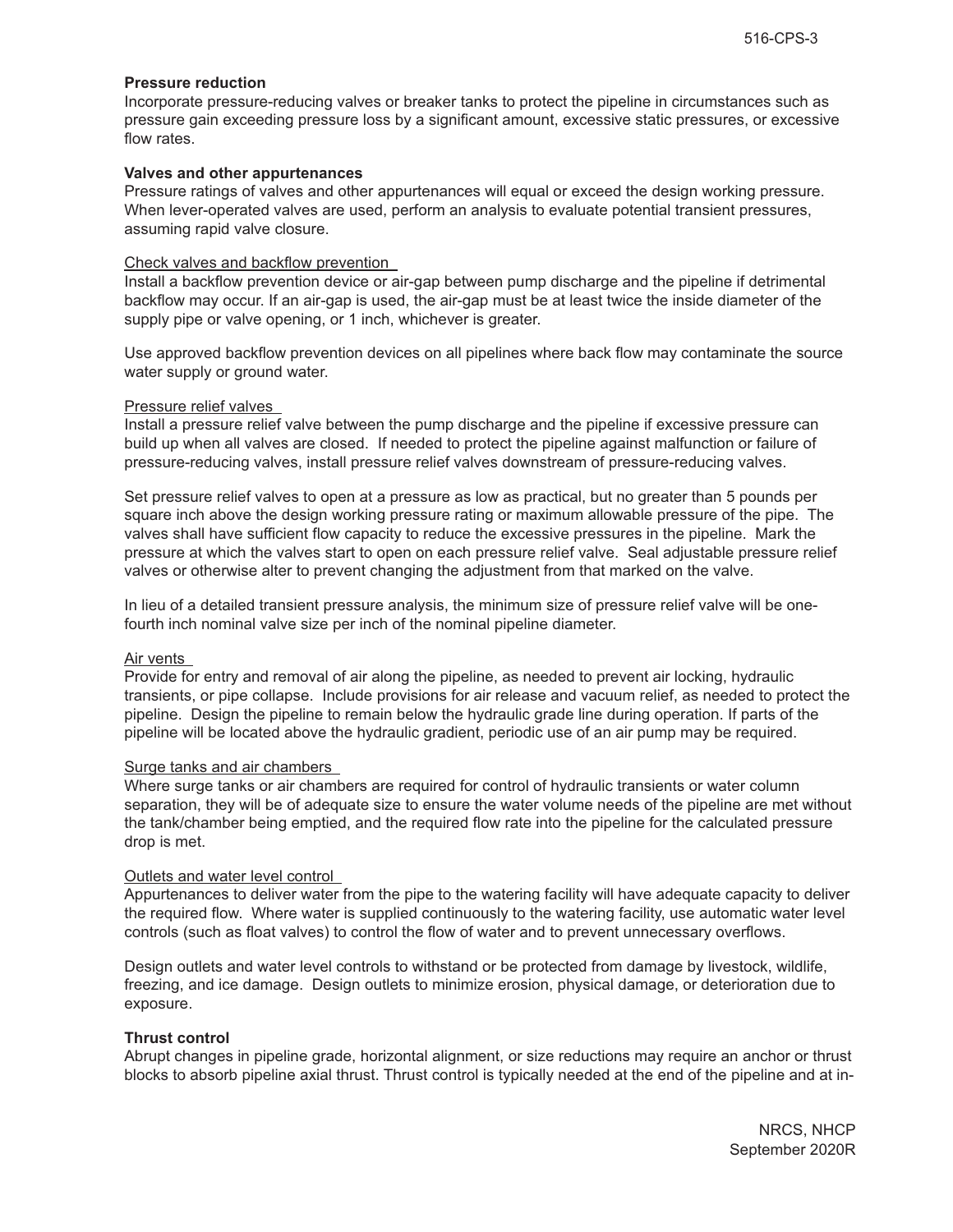### Pressure reduction

Incorporate pressure-reducing valves or breaker tanks to protect the pipeline in circumstances such as pressure gain exceeding pressure loss by a significant amount, excessive static pressures, or excessive flow rates.

### Valves and other appurtenances

Pressure ratings of valves and other appurtenances will equal or exceed the design working pressure. When lever-operated valves are used, perform an analysis to evaluate potential transient pressures, assuming rapid valve closure.

#### Check valves and backflow prevention

Install a backflow prevention device or air-gap between pump discharge and the pipeline if detrimental backflow may occur. If an air-gap is used, the air-gap must be at least twice the inside diameter of the supply pipe or valve opening, or 1 inch, whichever is greater.

Use approved backflow prevention devices on all pipelines where back flow may contaminate the source water supply or ground water.

#### Pressure relief valves

Install a pressure relief valve between the pump discharge and the pipeline if excessive pressure can build up when all valves are closed. If needed to protect the pipeline against malfunction or failure of pressure-reducing valves, install pressure relief valves downstream of pressure-reducing valves.

Set pressure relief valves to open at a pressure as low as practical, but no greater than 5 pounds per square inch above the design working pressure rating or maximum allowable pressure of the pipe. The valves shall have sufficient flow capacity to reduce the excessive pressures in the pipeline. Mark the pressure at which the valves start to open on each pressure relief valve. Seal adjustable pressure relief valves or otherwise alter to prevent changing the adjustment from that marked on the valve.

In lieu of a detailed transient pressure analysis, the minimum size of pressure relief valve will be one-fourth inch nominal valve size per inch of the nominal pipeline diameter.

#### Air vents

Provide for entry and removal of air along the pipeline, as needed to prevent air locking, hydraulic transients, or pipe collapse. Include provisions for air release and vacuum relief, as needed to protect the pipeline. Design the pipeline to remain below the hydraulic grade line during operation. If parts of the pipeline will be located above the hydraulic gradient, periodic use of an air pump may be required.

#### Surge tanks and air chambers

Where surge tanks or air chambers are required for control of hydraulic transients or water column separation, they will be of adequate size to ensure the water volume needs of the pipeline are met without the tank/chamber being emptied, and the required flow rate into the pipeline for the calculated pressure drop is met.

#### Outlets and water level control

Appurtenances to deliver water from the pipe to the watering facility will have adequate capacity to deliver the required flow. Where water is supplied continuously to the watering facility, use automatic water level controls (such as float valves) to control the flow of water and to prevent unnecessary overflows.

Design outlets and water level controls to withstand or be protected from damage by livestock, wildlife, freezing, and ice damage. Design outlets to minimize erosion, physical damage, or deterioration due to exposure.

### Thrust control

Abrupt changes in pipeline grade, horizontal alignment, or size reductions may require an anchor or thrust blocks to absorb pipeline axial thrust. Thrust control is typically needed at the end of the pipeline and at in-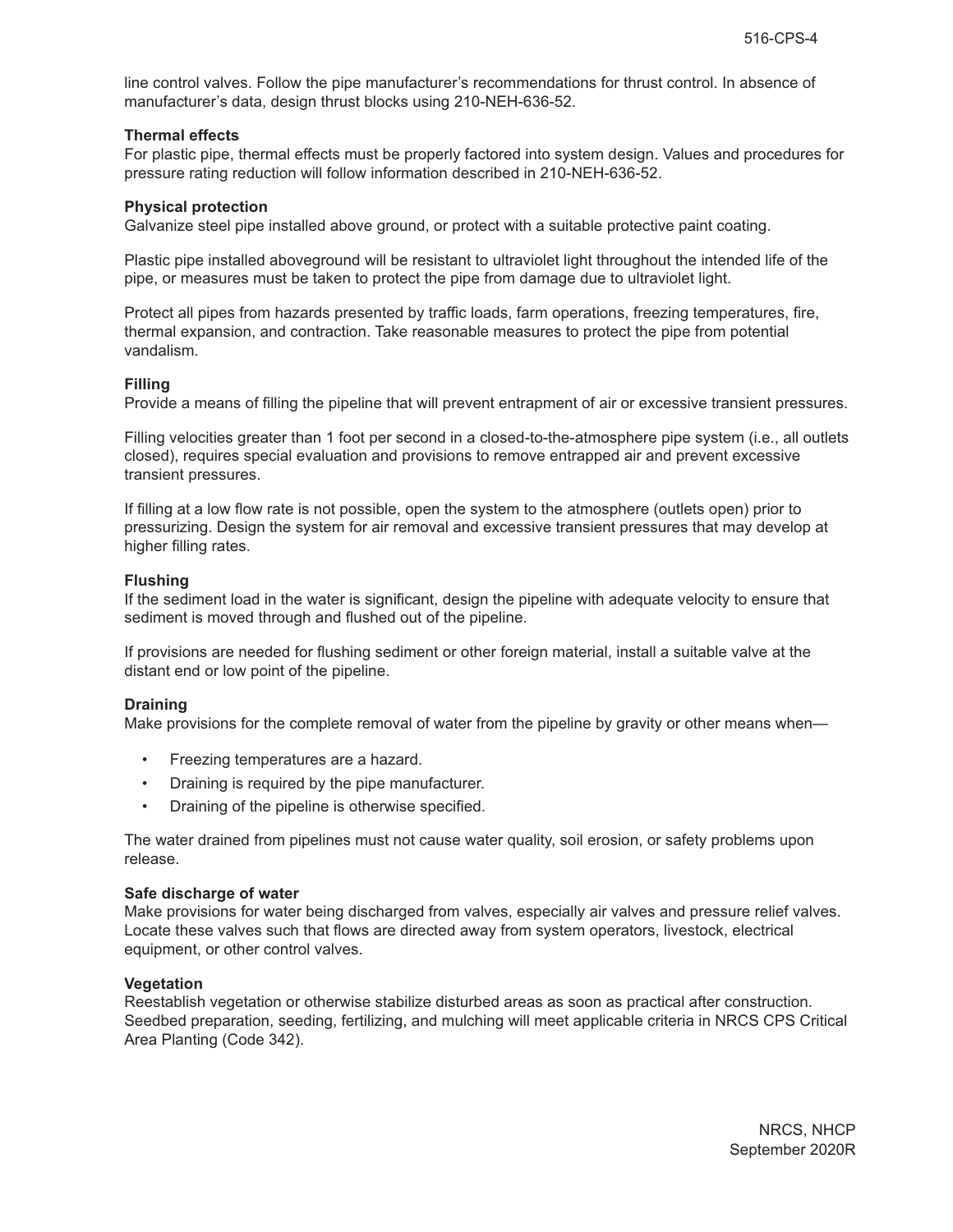line control valves. Follow the pipe manufacturer's recommendations for thrust control. In absence of manufacturer's data, design thrust blocks using 210-NEH-636-52.

**Thermal effects**

For plastic pipe, thermal effects must be properly factored into system design. Values and procedures for pressure rating reduction will follow information described in 210-NEH-636-52.

**Physical protection**

Galvanize steel pipe installed above ground, or protect with a suitable protective paint coating.

Plastic pipe installed aboveground will be resistant to ultraviolet light throughout the intended life of the pipe, or measures must be taken to protect the pipe from damage due to ultraviolet light.

Protect all pipes from hazards presented by traffic loads, farm operations, freezing temperatures, fire, thermal expansion, and contraction. Take reasonable measures to protect the pipe from potential vandalism.

**Filling**

Provide a means of filling the pipeline that will prevent entrapment of air or excessive transient pressures.

Filling velocities greater than 1 foot per second in a closed-to-the-atmosphere pipe system (i.e., all outlets closed), requires special evaluation and provisions to remove entrapped air and prevent excessive transient pressures.

If filling at a low flow rate is not possible, open the system to the atmosphere (outlets open) prior to pressurizing. Design the system for air removal and excessive transient pressures that may develop at higher filling rates.

**Flushing**

If the sediment load in the water is significant, design the pipeline with adequate velocity to ensure that sediment is moved through and flushed out of the pipeline.

If provisions are needed for flushing sediment or other foreign material, install a suitable valve at the distant end or low point of the pipeline.

**Draining**

Make provisions for the complete removal of water from the pipeline by gravity or other means when—

- Freezing temperatures are a hazard.
- Draining is required by the pipe manufacturer.
- Draining of the pipeline is otherwise specified.

The water drained from pipelines must not cause water quality, soil erosion, or safety problems upon release.

**Safe discharge of water**

Make provisions for water being discharged from valves, especially air valves and pressure relief valves. Locate these valves such that flows are directed away from system operators, livestock, electrical equipment, or other control valves.

**Vegetation**

Reestablish vegetation or otherwise stabilize disturbed areas as soon as practical after construction. Seedbed preparation, seeding, fertilizing, and mulching will meet applicable criteria in NRCS CPS Critical Area Planting (Code 342).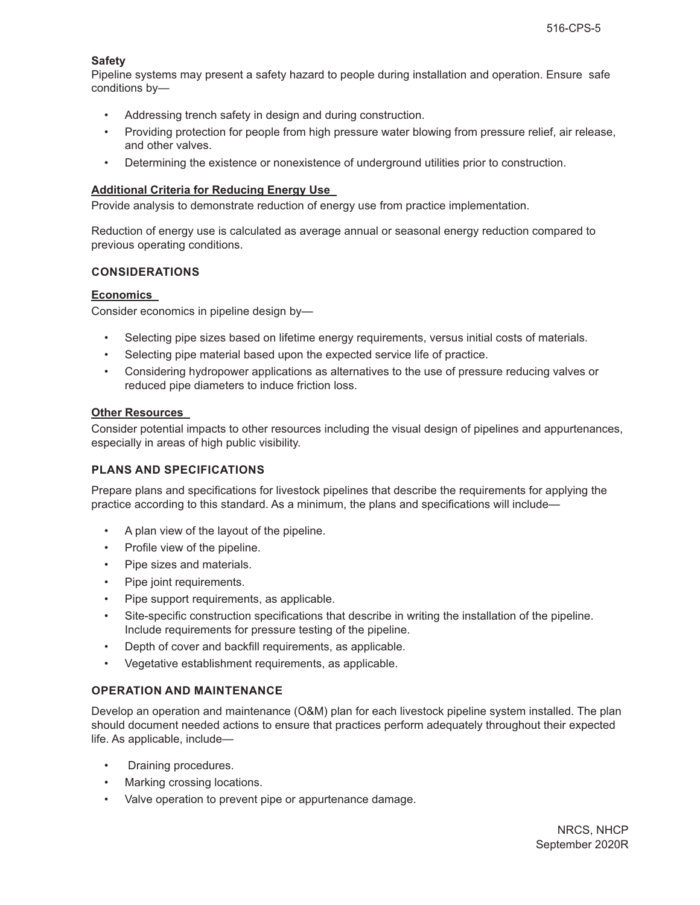### Safety

Pipeline systems may present a safety hazard to people during installation and operation. Ensure safe conditions by—

- Addressing trench safety in design and during construction.
- Providing protection for people from high pressure water blowing from pressure relief, air release, and other valves.
- Determining the existence or nonexistence of underground utilities prior to construction.

### Additional Criteria for Reducing Energy Use

Provide analysis to demonstrate reduction of energy use from practice implementation.

Reduction of energy use is calculated as average annual or seasonal energy reduction compared to previous operating conditions.

## CONSIDERATIONS

### Economics

Consider economics in pipeline design by—

- Selecting pipe sizes based on lifetime energy requirements, versus initial costs of materials.
- Selecting pipe material based upon the expected service life of practice.
- Considering hydropower applications as alternatives to the use of pressure reducing valves or reduced pipe diameters to induce friction loss.

### Other Resources

Consider potential impacts to other resources including the visual design of pipelines and appurtenances, especially in areas of high public visibility.

## PLANS AND SPECIFICATIONS

Prepare plans and specifications for livestock pipelines that describe the requirements for applying the practice according to this standard. As a minimum, the plans and specifications will include—

- A plan view of the layout of the pipeline.
- Profile view of the pipeline.
- Pipe sizes and materials.
- Pipe joint requirements.
- Pipe support requirements, as applicable.
- Site-specific construction specifications that describe in writing the installation of the pipeline. Include requirements for pressure testing of the pipeline.
- Depth of cover and backfill requirements, as applicable.
- Vegetative establishment requirements, as applicable.

## OPERATION AND MAINTENANCE

Develop an operation and maintenance (O&M) plan for each livestock pipeline system installed. The plan should document needed actions to ensure that practices perform adequately throughout their expected life. As applicable, include—

- Draining procedures.
- Marking crossing locations.
- Valve operation to prevent pipe or appurtenance damage.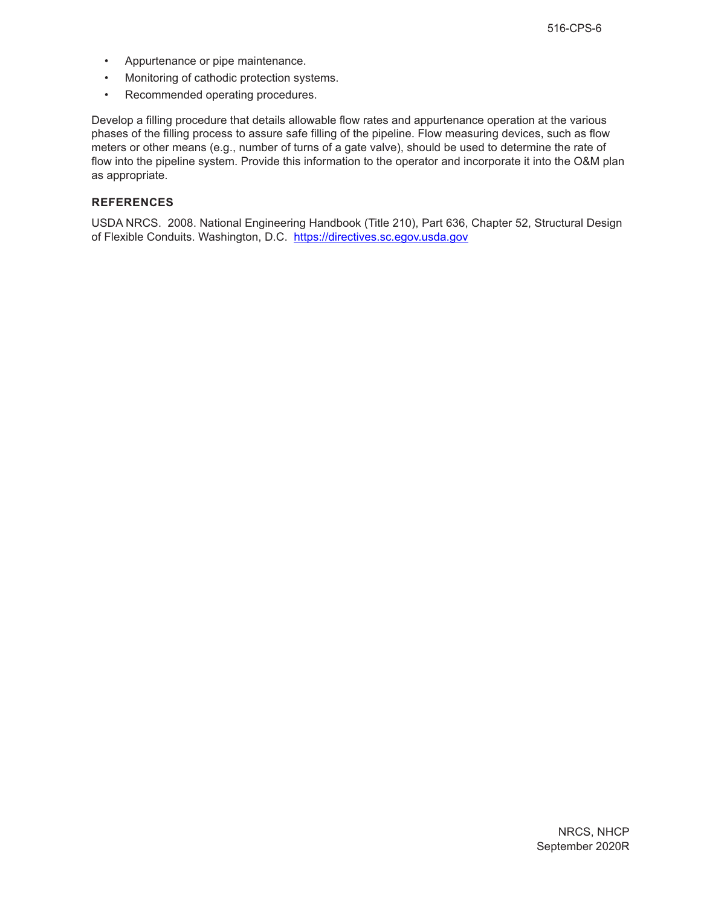- Appurtenance or pipe maintenance.
- Monitoring of cathodic protection systems.
- Recommended operating procedures.

Develop a filling procedure that details allowable flow rates and appurtenance operation at the various phases of the filling process to assure safe filling of the pipeline. Flow measuring devices, such as flow meters or other means (e.g., number of turns of a gate valve), should be used to determine the rate of flow into the pipeline system. Provide this information to the operator and incorporate it into the O&M plan as appropriate.

## REFERENCES

USDA NRCS. 2008. National Engineering Handbook (Title 210), Part 636, Chapter 52, Structural Design of Flexible Conduits. Washington, D.C. https://directives.sc.egov.usda.gov